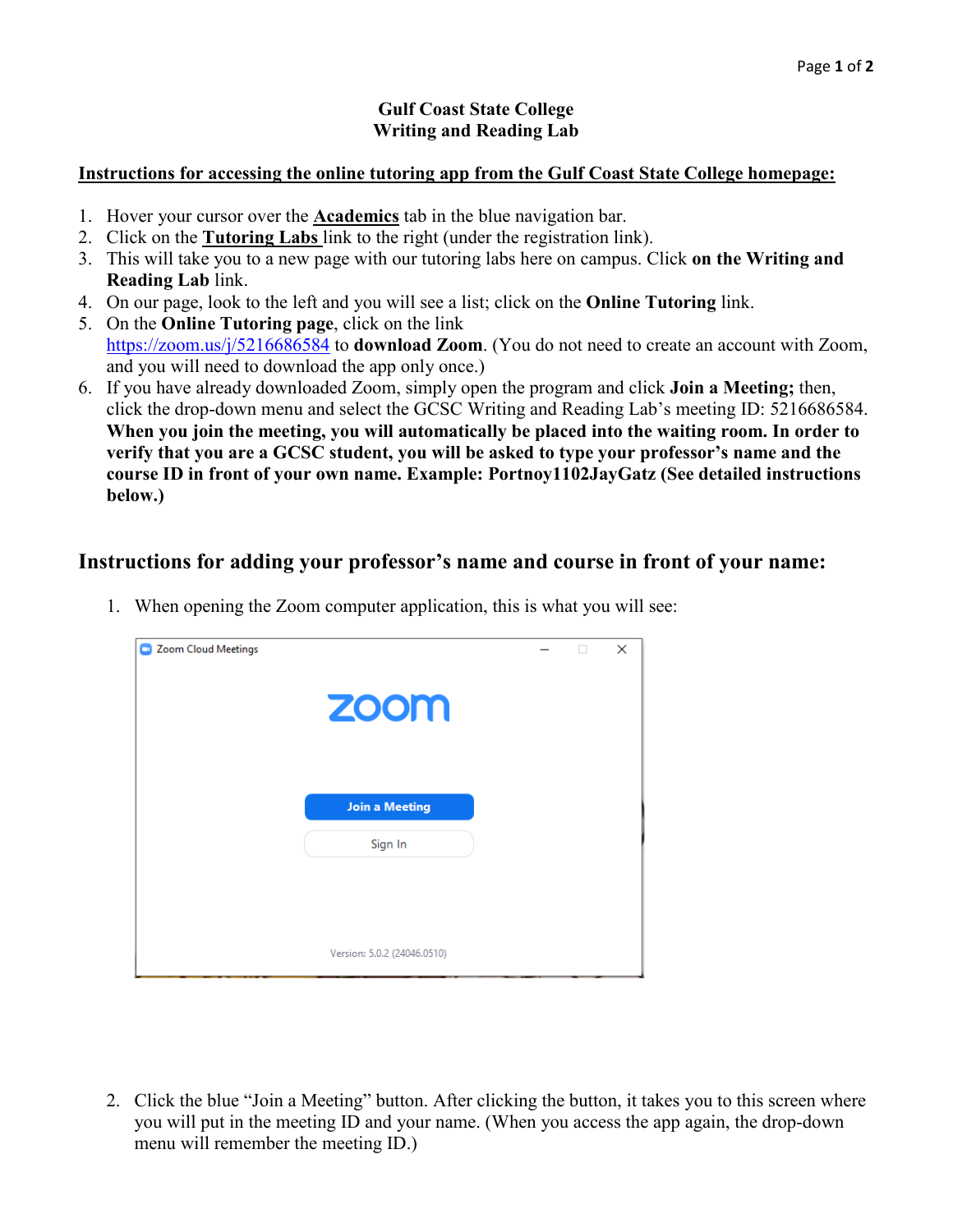**Gulf Coast State College**
**Writing and Reading Lab**

**Instructions for accessing the online tutoring app from the Gulf Coast State College homepage:**

1. Hover your cursor over the **Academics** tab in the blue navigation bar.
2. Click on the **Tutoring Labs** link to the right (under the registration link).
3. This will take you to a new page with our tutoring labs here on campus. Click **on the Writing and Reading Lab** link.
4. On our page, look to the left and you will see a list; click on the **Online Tutoring** link.
5. On the **Online Tutoring page**, click on the link https://zoom.us/j/5216686584 to **download Zoom**. (You do not need to create an account with Zoom, and you will need to download the app only once.)
6. If you have already downloaded Zoom, simply open the program and click **Join a Meeting;** then, click the drop-down menu and select the GCSC Writing and Reading Lab's meeting ID: 5216686584. **When you join the meeting, you will automatically be placed into the waiting room. In order to verify that you are a GCSC student, you will be asked to type your professor's name and the course ID in front of your own name. Example: Portnoy1102JayGatz (See detailed instructions below.)**

## Instructions for adding your professor's name and course in front of your name:

1. When opening the Zoom computer application, this is what you will see:

2. Click the blue "Join a Meeting" button. After clicking the button, it takes you to this screen where you will put in the meeting ID and your name. (When you access the app again, the drop-down menu will remember the meeting ID.)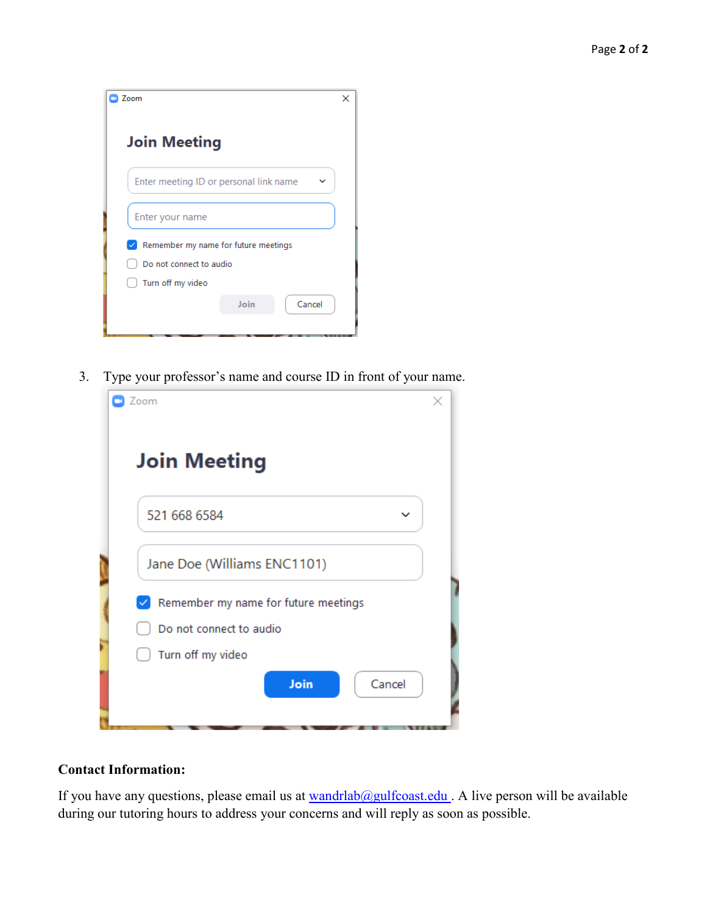3. Type your professor's name and course ID in front of your name.

**Contact Information:**

If you have any questions, please email us at wandrlab@gulfcoast.edu . A live person will be available during our tutoring hours to address your concerns and will reply as soon as possible.